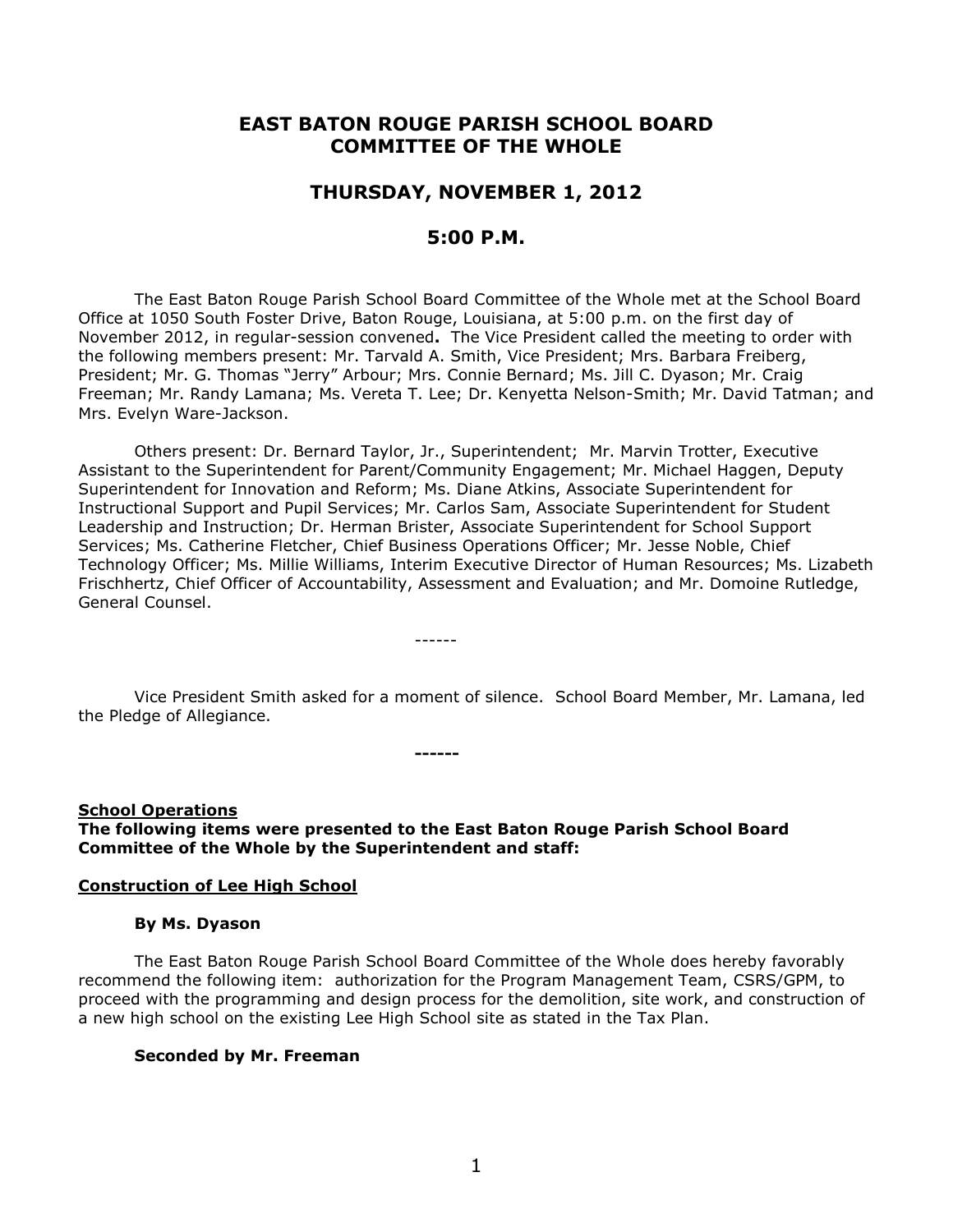# EAST BATON ROUGE PARISH SCHOOL BOARD COMMITTEE OF THE WHOLE

## THURSDAY, NOVEMBER 1, 2012

## 5:00 P.M.

The East Baton Rouge Parish School Board Committee of the Whole met at the School Board Office at 1050 South Foster Drive, Baton Rouge, Louisiana, at 5:00 p.m. on the first day of November 2012, in regular-session convened**.** The Vice President called the meeting to order with the following members present: Mr. Tarvald A. Smith, Vice President; Mrs. Barbara Freiberg, President; Mr. G. Thomas "Jerry" Arbour; Mrs. Connie Bernard; Ms. Jill C. Dyason; Mr. Craig Freeman; Mr. Randy Lamana; Ms. Vereta T. Lee; Dr. Kenyetta Nelson-Smith; Mr. David Tatman; and Mrs. Evelyn Ware-Jackson.

Others present: Dr. Bernard Taylor, Jr., Superintendent; Mr. Marvin Trotter, Executive Assistant to the Superintendent for Parent/Community Engagement; Mr. Michael Haggen, Deputy Superintendent for Innovation and Reform; Ms. Diane Atkins, Associate Superintendent for Instructional Support and Pupil Services; Mr. Carlos Sam, Associate Superintendent for Student Leadership and Instruction; Dr. Herman Brister, Associate Superintendent for School Support Services; Ms. Catherine Fletcher, Chief Business Operations Officer; Mr. Jesse Noble, Chief Technology Officer; Ms. Millie Williams, Interim Executive Director of Human Resources; Ms. Lizabeth Frischhertz, Chief Officer of Accountability, Assessment and Evaluation; and Mr. Domoine Rutledge, General Counsel.

------

Vice President Smith asked for a moment of silence. School Board Member, Mr. Lamana, led the Pledge of Allegiance.

**------**

**School Operations**

**The following items were presented to the East Baton Rouge Parish School Board Committee of the Whole by the Superintendent and staff:**

**Construction of Lee High School**

**By Ms. Dyason**

The East Baton Rouge Parish School Board Committee of the Whole does hereby favorably recommend the following item: authorization for the Program Management Team, CSRS/GPM, to proceed with the programming and design process for the demolition, site work, and construction of a new high school on the existing Lee High School site as stated in the Tax Plan.

**Seconded by Mr. Freeman**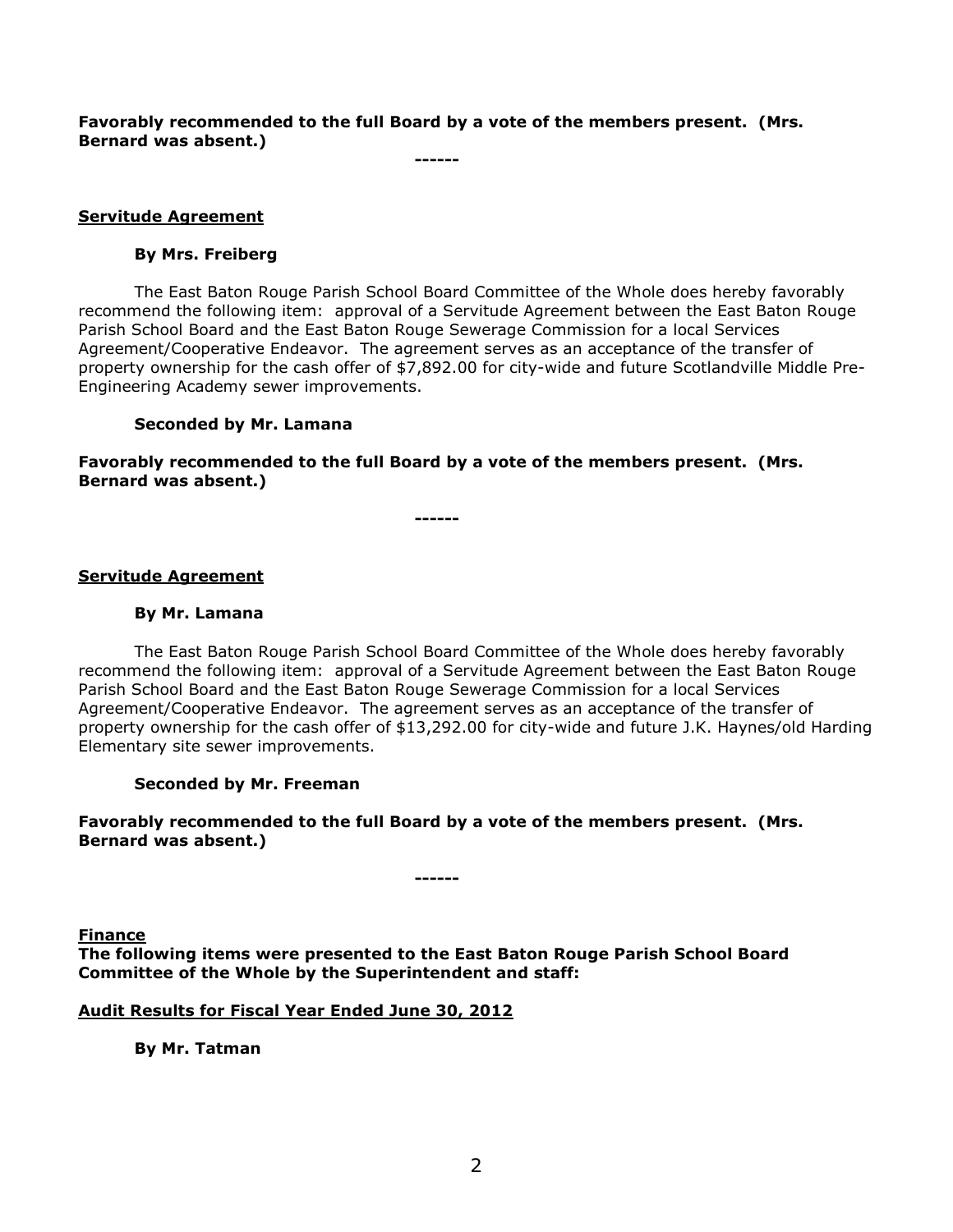**Favorably recommended to the full Board by a vote of the members present. (Mrs. Bernard was absent.)**

**------**

**Servitude Agreement**

**By Mrs. Freiberg**

The East Baton Rouge Parish School Board Committee of the Whole does hereby favorably recommend the following item: approval of a Servitude Agreement between the East Baton Rouge Parish School Board and the East Baton Rouge Sewerage Commission for a local Services Agreement/Cooperative Endeavor. The agreement serves as an acceptance of the transfer of property ownership for the cash offer of $7,892.00 for city-wide and future Scotlandville Middle Pre-Engineering Academy sewer improvements.

**Seconded by Mr. Lamana**

**Favorably recommended to the full Board by a vote of the members present. (Mrs. Bernard was absent.)**

**------**

**Servitude Agreement**

**By Mr. Lamana**

The East Baton Rouge Parish School Board Committee of the Whole does hereby favorably recommend the following item: approval of a Servitude Agreement between the East Baton Rouge Parish School Board and the East Baton Rouge Sewerage Commission for a local Services Agreement/Cooperative Endeavor. The agreement serves as an acceptance of the transfer of property ownership for the cash offer of $13,292.00 for city-wide and future J.K. Haynes/old Harding Elementary site sewer improvements.

**Seconded by Mr. Freeman**

**Favorably recommended to the full Board by a vote of the members present. (Mrs. Bernard was absent.)**

**------**

**Finance**

**The following items were presented to the East Baton Rouge Parish School Board Committee of the Whole by the Superintendent and staff:**

**Audit Results for Fiscal Year Ended June 30, 2012**

**By Mr. Tatman**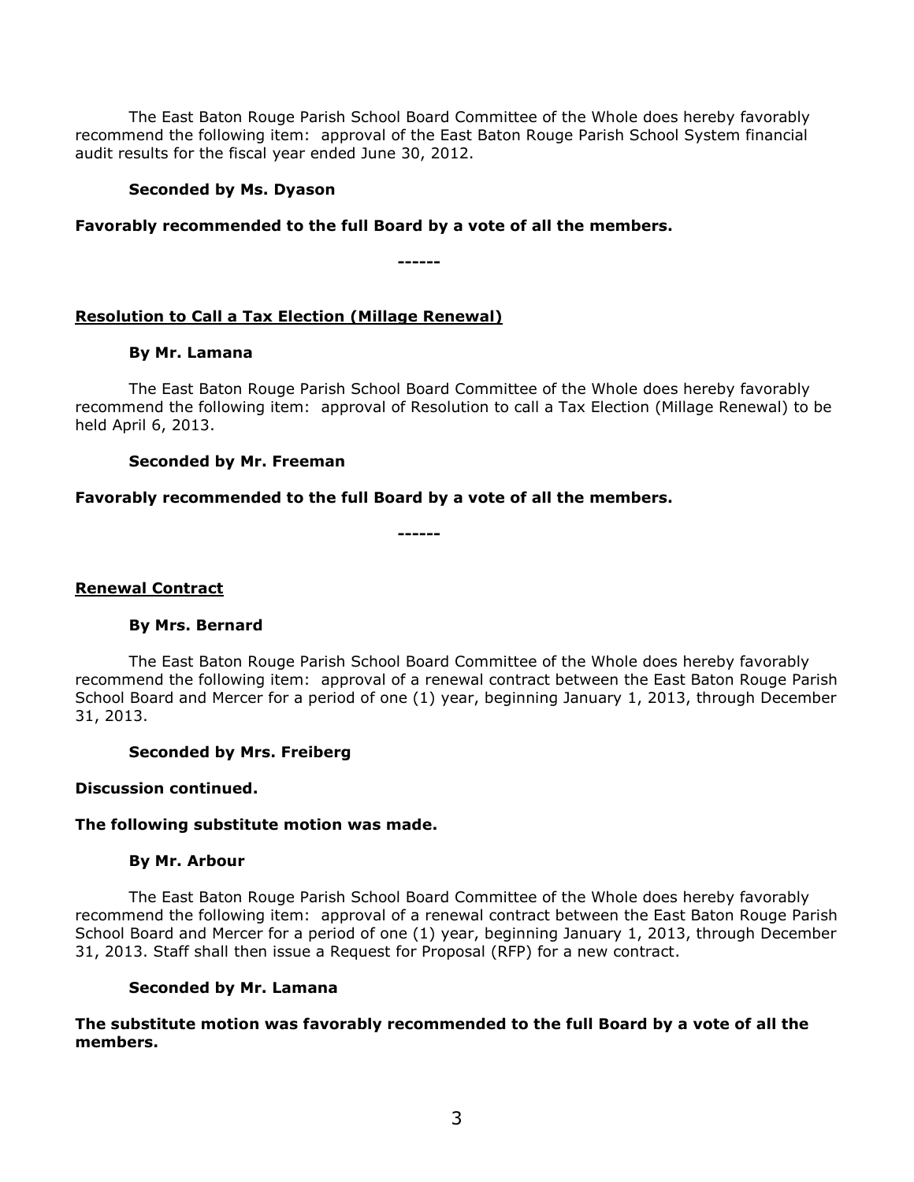The East Baton Rouge Parish School Board Committee of the Whole does hereby favorably recommend the following item: approval of the East Baton Rouge Parish School System financial audit results for the fiscal year ended June 30, 2012.

**Seconded by Ms. Dyason**

**Favorably recommended to the full Board by a vote of all the members.**

**------**

**Resolution to Call a Tax Election (Millage Renewal)**

**By Mr. Lamana**

The East Baton Rouge Parish School Board Committee of the Whole does hereby favorably recommend the following item: approval of Resolution to call a Tax Election (Millage Renewal) to be held April 6, 2013.

**Seconded by Mr. Freeman**

**Favorably recommended to the full Board by a vote of all the members.**

**------**

**Renewal Contract**

**By Mrs. Bernard**

The East Baton Rouge Parish School Board Committee of the Whole does hereby favorably recommend the following item: approval of a renewal contract between the East Baton Rouge Parish School Board and Mercer for a period of one (1) year, beginning January 1, 2013, through December 31, 2013.

**Seconded by Mrs. Freiberg**

**Discussion continued.**

**The following substitute motion was made.**

**By Mr. Arbour**

The East Baton Rouge Parish School Board Committee of the Whole does hereby favorably recommend the following item: approval of a renewal contract between the East Baton Rouge Parish School Board and Mercer for a period of one (1) year, beginning January 1, 2013, through December 31, 2013. Staff shall then issue a Request for Proposal (RFP) for a new contract.

**Seconded by Mr. Lamana**

**The substitute motion was favorably recommended to the full Board by a vote of all the members.**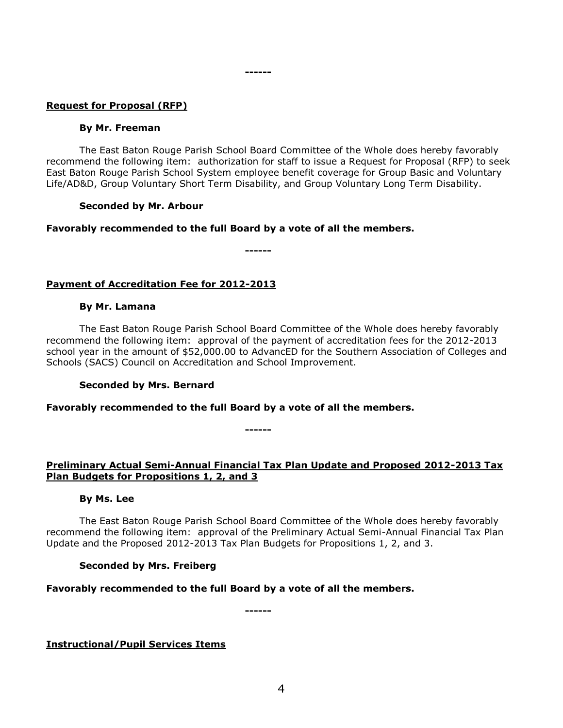------

**Request for Proposal (RFP)**

**By Mr. Freeman**

The East Baton Rouge Parish School Board Committee of the Whole does hereby favorably recommend the following item: authorization for staff to issue a Request for Proposal (RFP) to seek East Baton Rouge Parish School System employee benefit coverage for Group Basic and Voluntary Life/AD&D, Group Voluntary Short Term Disability, and Group Voluntary Long Term Disability.

**Seconded by Mr. Arbour**

**Favorably recommended to the full Board by a vote of all the members.**

------

**Payment of Accreditation Fee for 2012-2013**

**By Mr. Lamana**

The East Baton Rouge Parish School Board Committee of the Whole does hereby favorably recommend the following item: approval of the payment of accreditation fees for the 2012-2013 school year in the amount of $52,000.00 to AdvancED for the Southern Association of Colleges and Schools (SACS) Council on Accreditation and School Improvement.

**Seconded by Mrs. Bernard**

**Favorably recommended to the full Board by a vote of all the members.**

------

**Preliminary Actual Semi-Annual Financial Tax Plan Update and Proposed 2012-2013 Tax Plan Budgets for Propositions 1, 2, and 3**

**By Ms. Lee**

The East Baton Rouge Parish School Board Committee of the Whole does hereby favorably recommend the following item: approval of the Preliminary Actual Semi-Annual Financial Tax Plan Update and the Proposed 2012-2013 Tax Plan Budgets for Propositions 1, 2, and 3.

**Seconded by Mrs. Freiberg**

**Favorably recommended to the full Board by a vote of all the members.**

------

**Instructional/Pupil Services Items**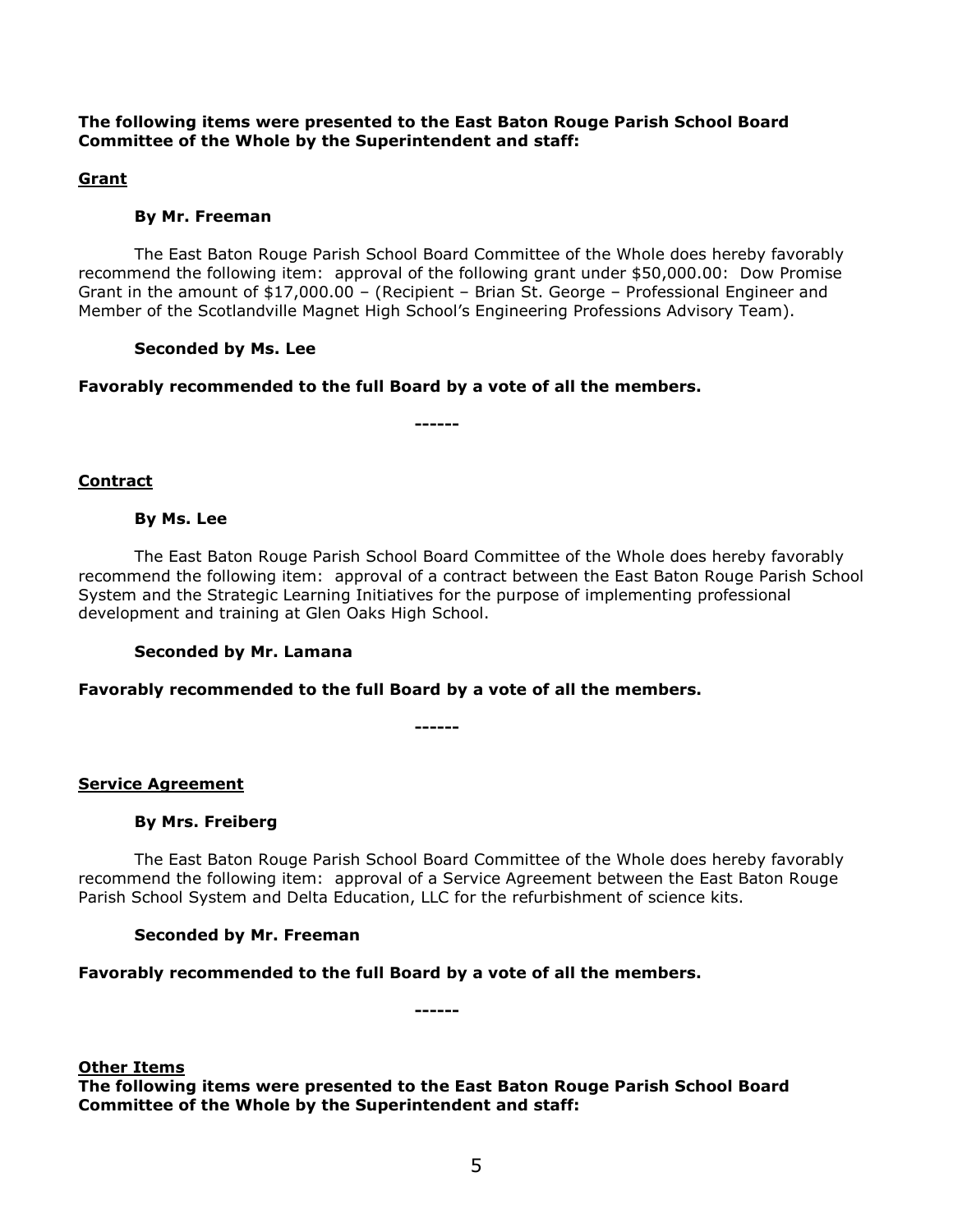**The following items were presented to the East Baton Rouge Parish School Board Committee of the Whole by the Superintendent and staff:**

**Grant**

**By Mr. Freeman**

The East Baton Rouge Parish School Board Committee of the Whole does hereby favorably recommend the following item: approval of the following grant under $50,000.00: Dow Promise Grant in the amount of $17,000.00 – (Recipient – Brian St. George – Professional Engineer and Member of the Scotlandville Magnet High School's Engineering Professions Advisory Team).

**Seconded by Ms. Lee**

**Favorably recommended to the full Board by a vote of all the members.**

**------**

**Contract**

**By Ms. Lee**

The East Baton Rouge Parish School Board Committee of the Whole does hereby favorably recommend the following item: approval of a contract between the East Baton Rouge Parish School System and the Strategic Learning Initiatives for the purpose of implementing professional development and training at Glen Oaks High School.

**Seconded by Mr. Lamana**

**Favorably recommended to the full Board by a vote of all the members.**

**------**

**Service Agreement**

**By Mrs. Freiberg**

The East Baton Rouge Parish School Board Committee of the Whole does hereby favorably recommend the following item: approval of a Service Agreement between the East Baton Rouge Parish School System and Delta Education, LLC for the refurbishment of science kits.

**Seconded by Mr. Freeman**

**Favorably recommended to the full Board by a vote of all the members.**

**------**

**Other Items**

**The following items were presented to the East Baton Rouge Parish School Board Committee of the Whole by the Superintendent and staff:**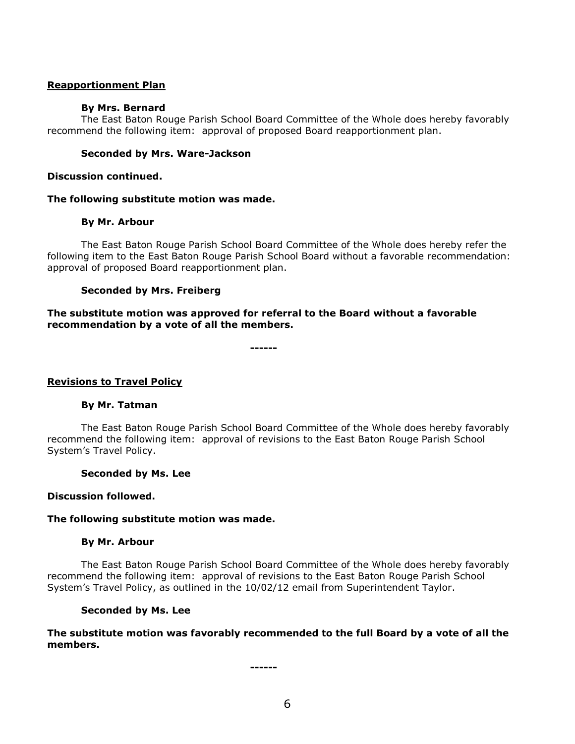**Reapportionment Plan**

**By Mrs. Bernard**

The East Baton Rouge Parish School Board Committee of the Whole does hereby favorably recommend the following item: approval of proposed Board reapportionment plan.

**Seconded by Mrs. Ware-Jackson**

**Discussion continued.**

**The following substitute motion was made.**

**By Mr. Arbour**

The East Baton Rouge Parish School Board Committee of the Whole does hereby refer the following item to the East Baton Rouge Parish School Board without a favorable recommendation: approval of proposed Board reapportionment plan.

**Seconded by Mrs. Freiberg**

**The substitute motion was approved for referral to the Board without a favorable recommendation by a vote of all the members.**

------

**Revisions to Travel Policy**

**By Mr. Tatman**

The East Baton Rouge Parish School Board Committee of the Whole does hereby favorably recommend the following item: approval of revisions to the East Baton Rouge Parish School System's Travel Policy.

**Seconded by Ms. Lee**

**Discussion followed.**

**The following substitute motion was made.**

**By Mr. Arbour**

The East Baton Rouge Parish School Board Committee of the Whole does hereby favorably recommend the following item: approval of revisions to the East Baton Rouge Parish School System's Travel Policy, as outlined in the 10/02/12 email from Superintendent Taylor.

**Seconded by Ms. Lee**

**The substitute motion was favorably recommended to the full Board by a vote of all the members.**

------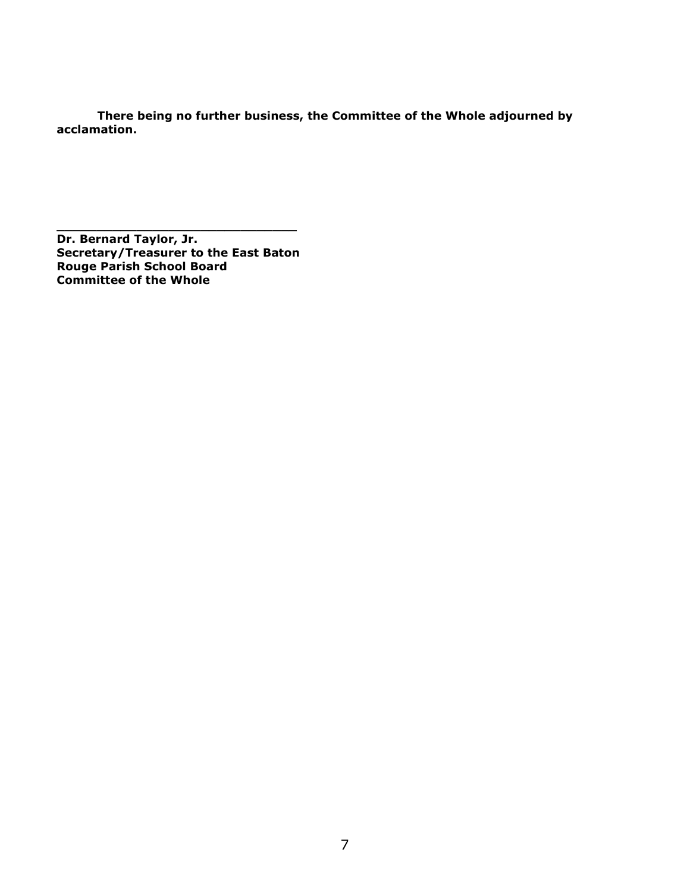**There being no further business, the Committee of the Whole adjourned by acclamation.**

**________________________________**

**Dr. Bernard Taylor, Jr.**
**Secretary/Treasurer to the East Baton Rouge Parish School Board**
**Committee of the Whole**